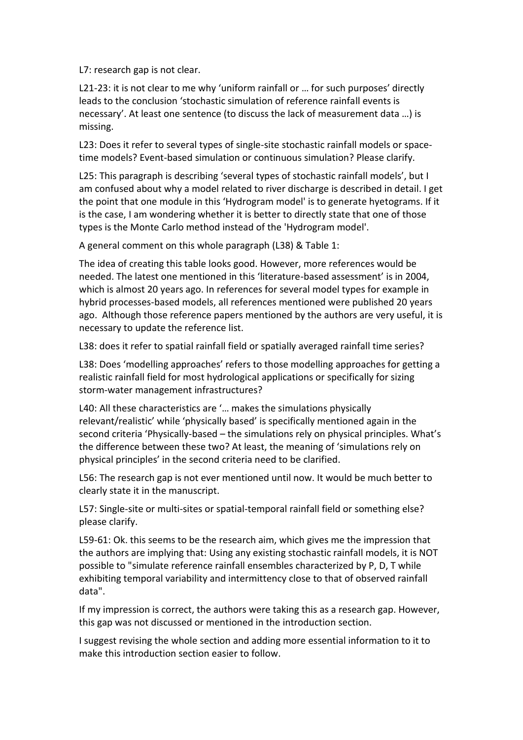L7: research gap is not clear.

L21-23: it is not clear to me why 'uniform rainfall or … for such purposes' directly leads to the conclusion 'stochastic simulation of reference rainfall events is necessary'. At least one sentence (to discuss the lack of measurement data …) is missing.

L23: Does it refer to several types of single-site stochastic rainfall models or space-time models? Event-based simulation or continuous simulation? Please clarify.

L25: This paragraph is describing 'several types of stochastic rainfall models', but I am confused about why a model related to river discharge is described in detail. I get the point that one module in this 'Hydrogram model' is to generate hyetograms. If it is the case, I am wondering whether it is better to directly state that one of those types is the Monte Carlo method instead of the 'Hydrogram model'.

A general comment on this whole paragraph (L38) & Table 1:

The idea of creating this table looks good. However, more references would be needed. The latest one mentioned in this 'literature-based assessment' is in 2004, which is almost 20 years ago. In references for several model types for example in hybrid processes-based models, all references mentioned were published 20 years ago. Although those reference papers mentioned by the authors are very useful, it is necessary to update the reference list.

L38: does it refer to spatial rainfall field or spatially averaged rainfall time series?

L38: Does 'modelling approaches' refers to those modelling approaches for getting a realistic rainfall field for most hydrological applications or specifically for sizing storm-water management infrastructures?

L40: All these characteristics are '… makes the simulations physically relevant/realistic' while 'physically based' is specifically mentioned again in the second criteria 'Physically-based – the simulations rely on physical principles. What's the difference between these two? At least, the meaning of 'simulations rely on physical principles' in the second criteria need to be clarified.

L56: The research gap is not ever mentioned until now. It would be much better to clearly state it in the manuscript.

L57: Single-site or multi-sites or spatial-temporal rainfall field or something else? please clarify.

L59-61: Ok. this seems to be the research aim, which gives me the impression that the authors are implying that: Using any existing stochastic rainfall models, it is NOT possible to "simulate reference rainfall ensembles characterized by P, D, T while exhibiting temporal variability and intermittency close to that of observed rainfall data".

If my impression is correct, the authors were taking this as a research gap. However, this gap was not discussed or mentioned in the introduction section.

I suggest revising the whole section and adding more essential information to it to make this introduction section easier to follow.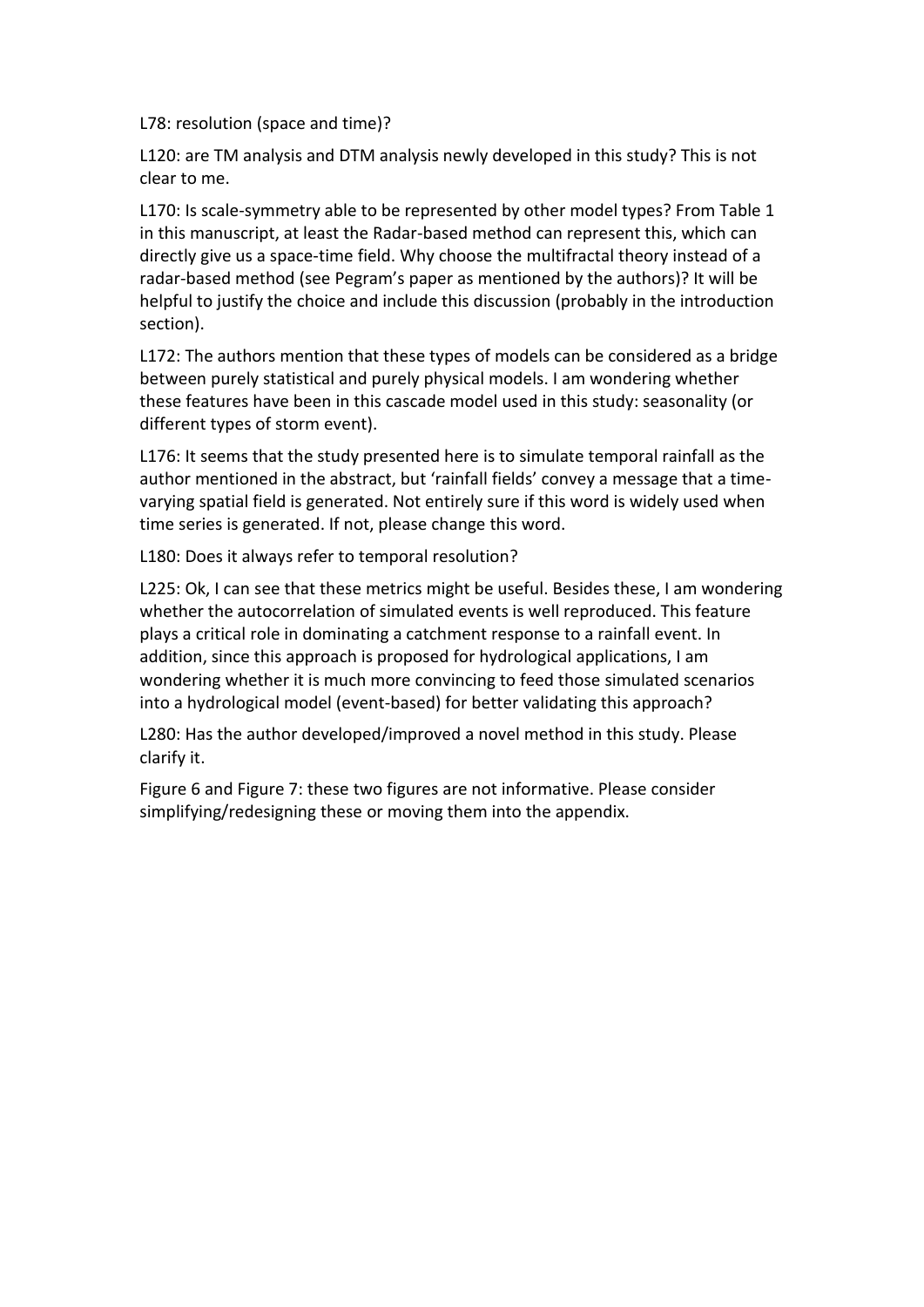L78: resolution (space and time)?

L120: are TM analysis and DTM analysis newly developed in this study? This is not clear to me.

L170: Is scale-symmetry able to be represented by other model types? From Table 1 in this manuscript, at least the Radar-based method can represent this, which can directly give us a space-time field. Why choose the multifractal theory instead of a radar-based method (see Pegram's paper as mentioned by the authors)? It will be helpful to justify the choice and include this discussion (probably in the introduction section).

L172: The authors mention that these types of models can be considered as a bridge between purely statistical and purely physical models. I am wondering whether these features have been in this cascade model used in this study: seasonality (or different types of storm event).

L176: It seems that the study presented here is to simulate temporal rainfall as the author mentioned in the abstract, but 'rainfall fields' convey a message that a time-varying spatial field is generated. Not entirely sure if this word is widely used when time series is generated. If not, please change this word.

L180: Does it always refer to temporal resolution?

L225: Ok, I can see that these metrics might be useful. Besides these, I am wondering whether the autocorrelation of simulated events is well reproduced. This feature plays a critical role in dominating a catchment response to a rainfall event. In addition, since this approach is proposed for hydrological applications, I am wondering whether it is much more convincing to feed those simulated scenarios into a hydrological model (event-based) for better validating this approach?

L280: Has the author developed/improved a novel method in this study. Please clarify it.

Figure 6 and Figure 7: these two figures are not informative. Please consider simplifying/redesigning these or moving them into the appendix.